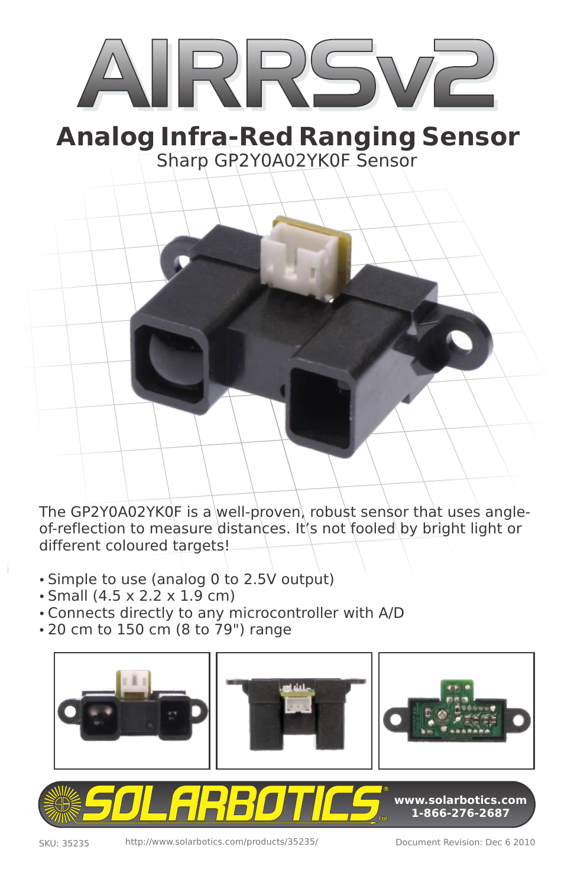# AIRRSv2

## Analog Infra-Red Ranging Sensor

Sharp GP2Y0A02YK0F Sensor

The GP2Y0A02YK0F is a well-proven, robust sensor that uses angle-of-reflection to measure distances. It's not fooled by bright light or different coloured targets!

- Simple to use (analog 0 to 2.5V output)
- Small (4.5 x 2.2 x 1.9 cm)
- Connects directly to any microcontroller with A/D
- 20 cm to 150 cm (8 to 79") range

SOLARBOTICS Ltd

www.solarbotics.com
1-866-276-2687

SKU: 35235 http://www.solarbotics.com/products/35235/ Document Revision: Dec 6 2010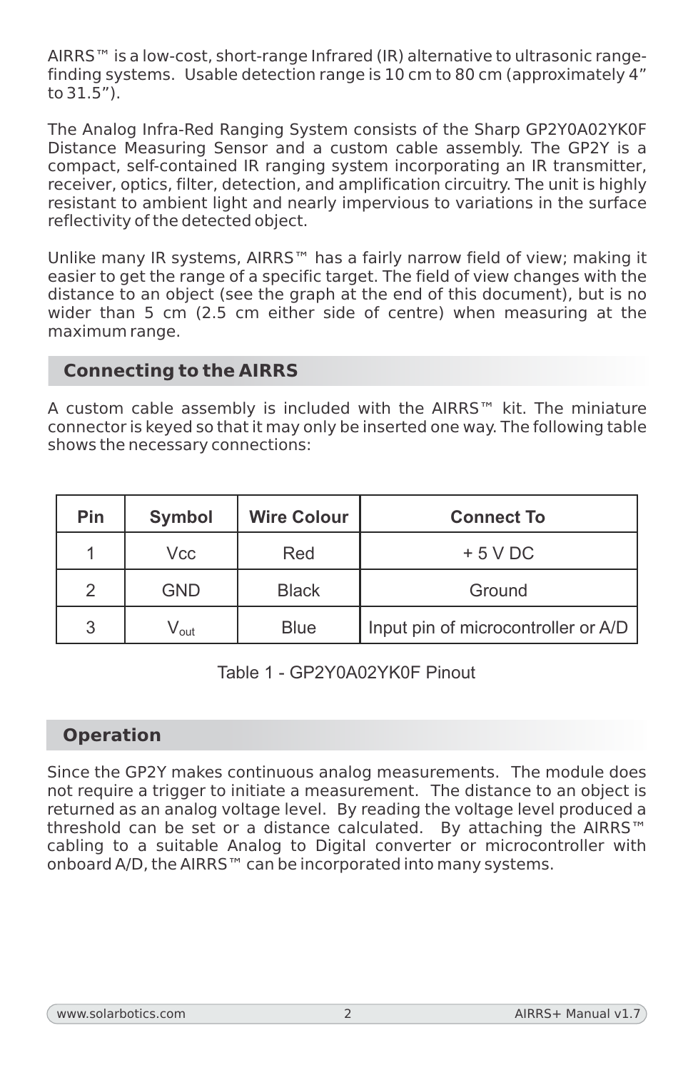AIRRS™ is a low-cost, short-range Infrared (IR) alternative to ultrasonic range-finding systems. Usable detection range is 10 cm to 80 cm (approximately 4” to 31.5”).

The Analog Infra-Red Ranging System consists of the Sharp GP2Y0A02YK0F Distance Measuring Sensor and a custom cable assembly. The GP2Y is a compact, self-contained IR ranging system incorporating an IR transmitter, receiver, optics, filter, detection, and amplification circuitry. The unit is highly resistant to ambient light and nearly impervious to variations in the surface reflectivity of the detected object.

Unlike many IR systems, AIRRS™ has a fairly narrow field of view; making it easier to get the range of a specific target. The field of view changes with the distance to an object (see the graph at the end of this document), but is no wider than 5 cm (2.5 cm either side of centre) when measuring at the maximum range.

## Connecting to the AIRRS

A custom cable assembly is included with the AIRRS™ kit. The miniature connector is keyed so that it may only be inserted one way. The following table shows the necessary connections:

| Pin | Symbol | Wire Colour | Connect To |
|---|---|---|---|
| 1 | Vcc | Red | + 5 V DC |
| 2 | GND | Black | Ground |
| 3 | $V_{out}$ | Blue | Input pin of microcontroller or A/D |

Table 1 - GP2Y0A02YK0F Pinout

## Operation

Since the GP2Y makes continuous analog measurements. The module does not require a trigger to initiate a measurement. The distance to an object is returned as an analog voltage level. By reading the voltage level produced a threshold can be set or a distance calculated. By attaching the AIRRS™ cabling to a suitable Analog to Digital converter or microcontroller with onboard A/D, the AIRRS™ can be incorporated into many systems.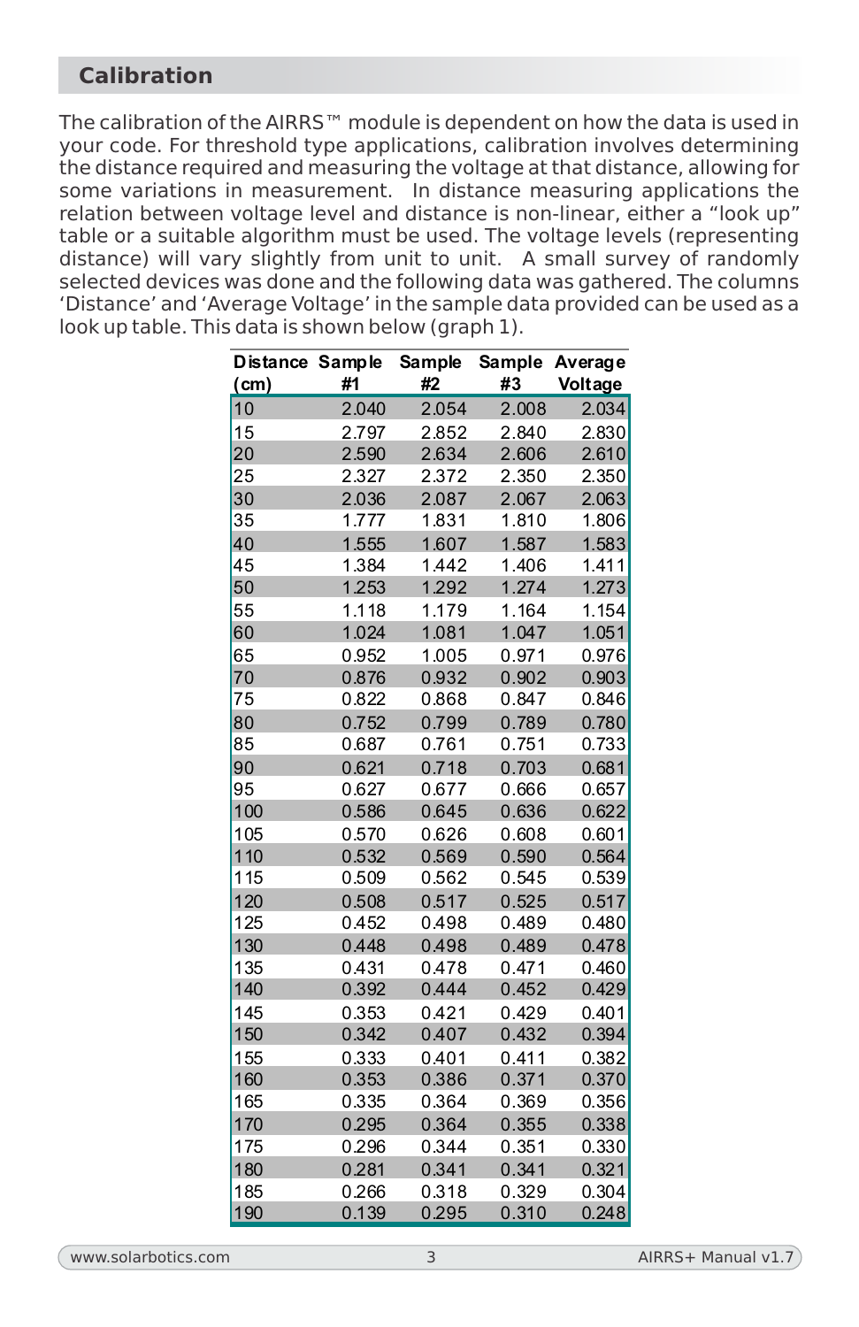## Calibration

The calibration of the AIRRS™ module is dependent on how the data is used in your code. For threshold type applications, calibration involves determining the distance required and measuring the voltage at that distance, allowing for some variations in measurement. In distance measuring applications the relation between voltage level and distance is non-linear, either a "look up" table or a suitable algorithm must be used. The voltage levels (representing distance) will vary slightly from unit to unit. A small survey of randomly selected devices was done and the following data was gathered. The columns 'Distance' and 'Average Voltage' in the sample data provided can be used as a look up table. This data is shown below (graph 1).

| Distance (cm) | Sample #1 | Sample #2 | Sample #3 | Average Voltage |
|---|---|---|---|---|
| 10 | 2.040 | 2.054 | 2.008 | 2.034 |
| 15 | 2.797 | 2.852 | 2.840 | 2.830 |
| 20 | 2.590 | 2.634 | 2.606 | 2.610 |
| 25 | 2.327 | 2.372 | 2.350 | 2.350 |
| 30 | 2.036 | 2.087 | 2.067 | 2.063 |
| 35 | 1.777 | 1.831 | 1.810 | 1.806 |
| 40 | 1.555 | 1.607 | 1.587 | 1.583 |
| 45 | 1.384 | 1.442 | 1.406 | 1.411 |
| 50 | 1.253 | 1.292 | 1.274 | 1.273 |
| 55 | 1.118 | 1.179 | 1.164 | 1.154 |
| 60 | 1.024 | 1.081 | 1.047 | 1.051 |
| 65 | 0.952 | 1.005 | 0.971 | 0.976 |
| 70 | 0.876 | 0.932 | 0.902 | 0.903 |
| 75 | 0.822 | 0.868 | 0.847 | 0.846 |
| 80 | 0.752 | 0.799 | 0.789 | 0.780 |
| 85 | 0.687 | 0.761 | 0.751 | 0.733 |
| 90 | 0.621 | 0.718 | 0.703 | 0.681 |
| 95 | 0.627 | 0.677 | 0.666 | 0.657 |
| 100 | 0.586 | 0.645 | 0.636 | 0.622 |
| 105 | 0.570 | 0.626 | 0.608 | 0.601 |
| 110 | 0.532 | 0.569 | 0.590 | 0.564 |
| 115 | 0.509 | 0.562 | 0.545 | 0.539 |
| 120 | 0.508 | 0.517 | 0.525 | 0.517 |
| 125 | 0.452 | 0.498 | 0.489 | 0.480 |
| 130 | 0.448 | 0.498 | 0.489 | 0.478 |
| 135 | 0.431 | 0.478 | 0.471 | 0.460 |
| 140 | 0.392 | 0.444 | 0.452 | 0.429 |
| 145 | 0.353 | 0.421 | 0.429 | 0.401 |
| 150 | 0.342 | 0.407 | 0.432 | 0.394 |
| 155 | 0.333 | 0.401 | 0.411 | 0.382 |
| 160 | 0.353 | 0.386 | 0.371 | 0.370 |
| 165 | 0.335 | 0.364 | 0.369 | 0.356 |
| 170 | 0.295 | 0.364 | 0.355 | 0.338 |
| 175 | 0.296 | 0.344 | 0.351 | 0.330 |
| 180 | 0.281 | 0.341 | 0.341 | 0.321 |
| 185 | 0.266 | 0.318 | 0.329 | 0.304 |
| 190 | 0.139 | 0.295 | 0.310 | 0.248 |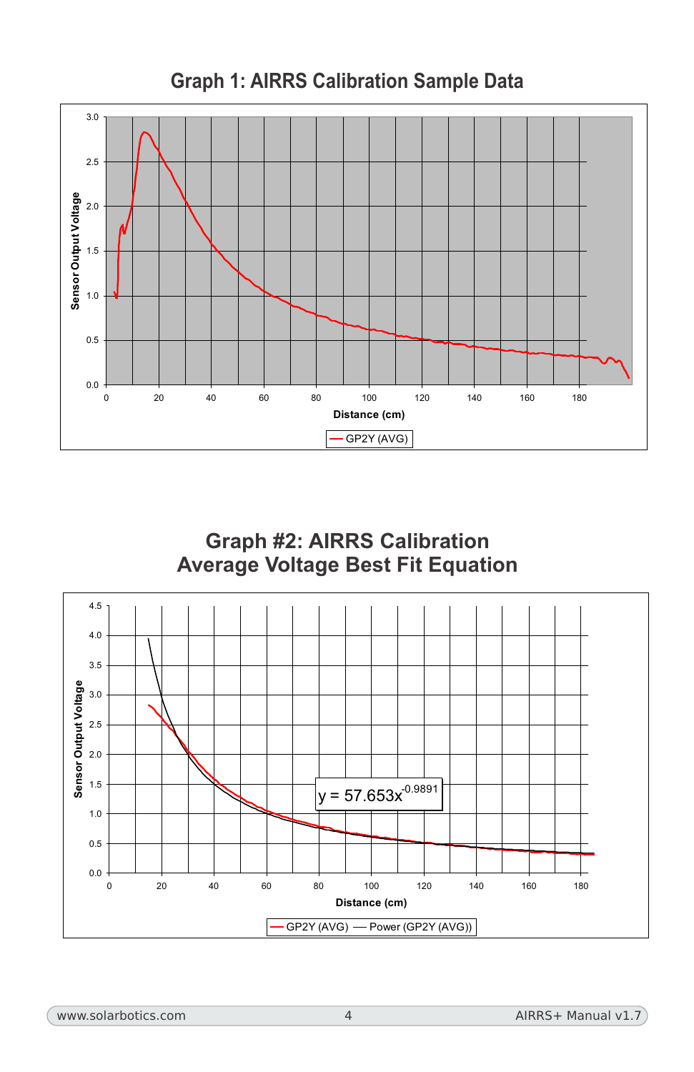## Graph 1: AIRRS Calibration Sample Data

Sensor Output Voltage vs. Distance (cm) — GP2Y (AVG)

## Graph #2: AIRRS Calibration Average Voltage Best Fit Equation

$$y = 57.653x^{-0.9891}$$

Sensor Output Voltage vs. Distance (cm) — GP2Y (AVG), Power (GP2Y (AVG))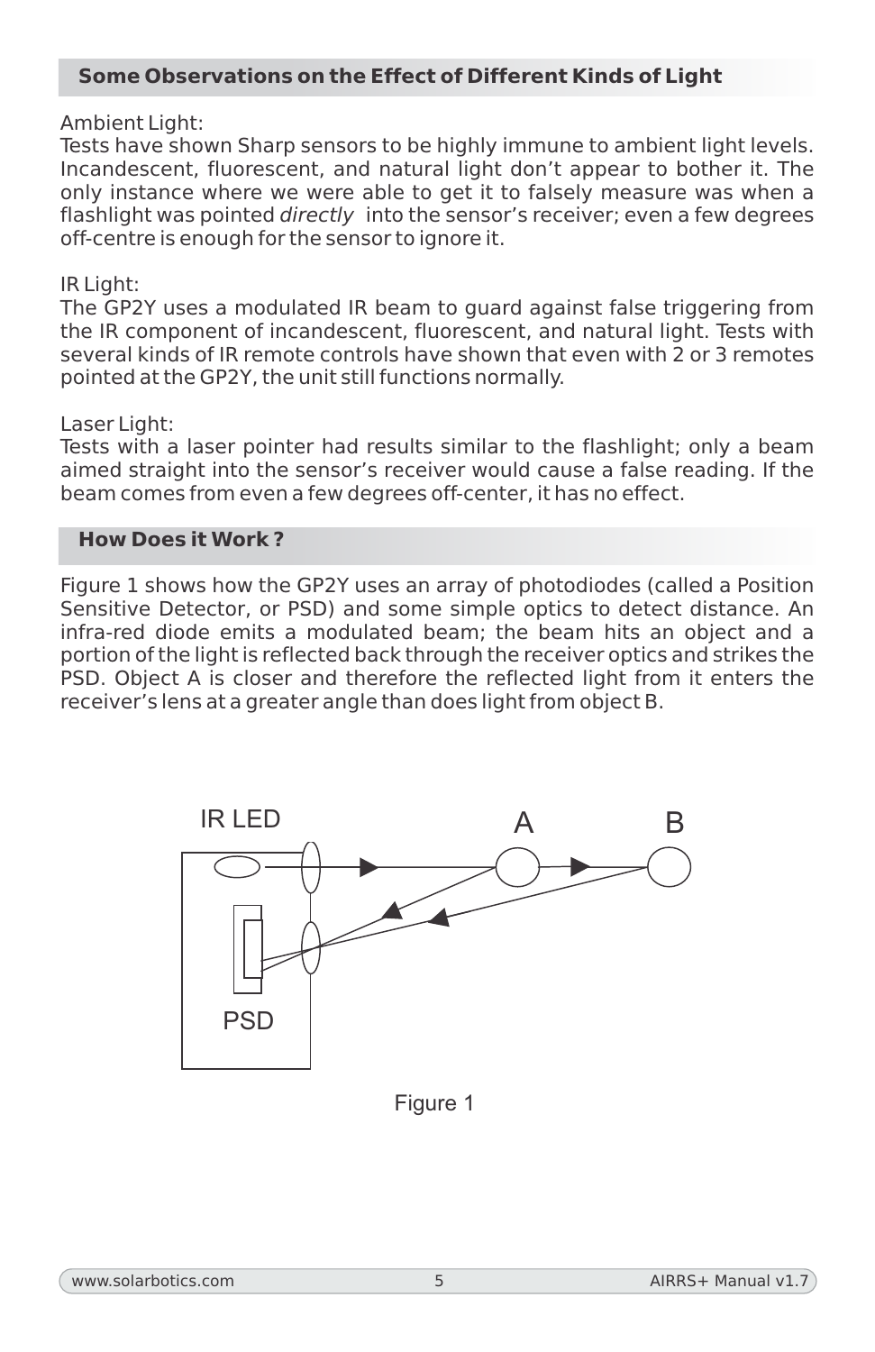## Some Observations on the Effect of Different Kinds of Light

Ambient Light:
Tests have shown Sharp sensors to be highly immune to ambient light levels. Incandescent, fluorescent, and natural light don't appear to bother it. The only instance where we were able to get it to falsely measure was when a flashlight was pointed *directly* into the sensor's receiver; even a few degrees off-centre is enough for the sensor to ignore it.

IR Light:
The GP2Y uses a modulated IR beam to guard against false triggering from the IR component of incandescent, fluorescent, and natural light. Tests with several kinds of IR remote controls have shown that even with 2 or 3 remotes pointed at the GP2Y, the unit still functions normally.

Laser Light:
Tests with a laser pointer had results similar to the flashlight; only a beam aimed straight into the sensor's receiver would cause a false reading. If the beam comes from even a few degrees off-center, it has no effect.

## How Does it Work ?

Figure 1 shows how the GP2Y uses an array of photodiodes (called a Position Sensitive Detector, or PSD) and some simple optics to detect distance. An infra-red diode emits a modulated beam; the beam hits an object and a portion of the light is reflected back through the receiver optics and strikes the PSD. Object A is closer and therefore the reflected light from it enters the receiver's lens at a greater angle than does light from object B.

IR LED A B PSD

Figure 1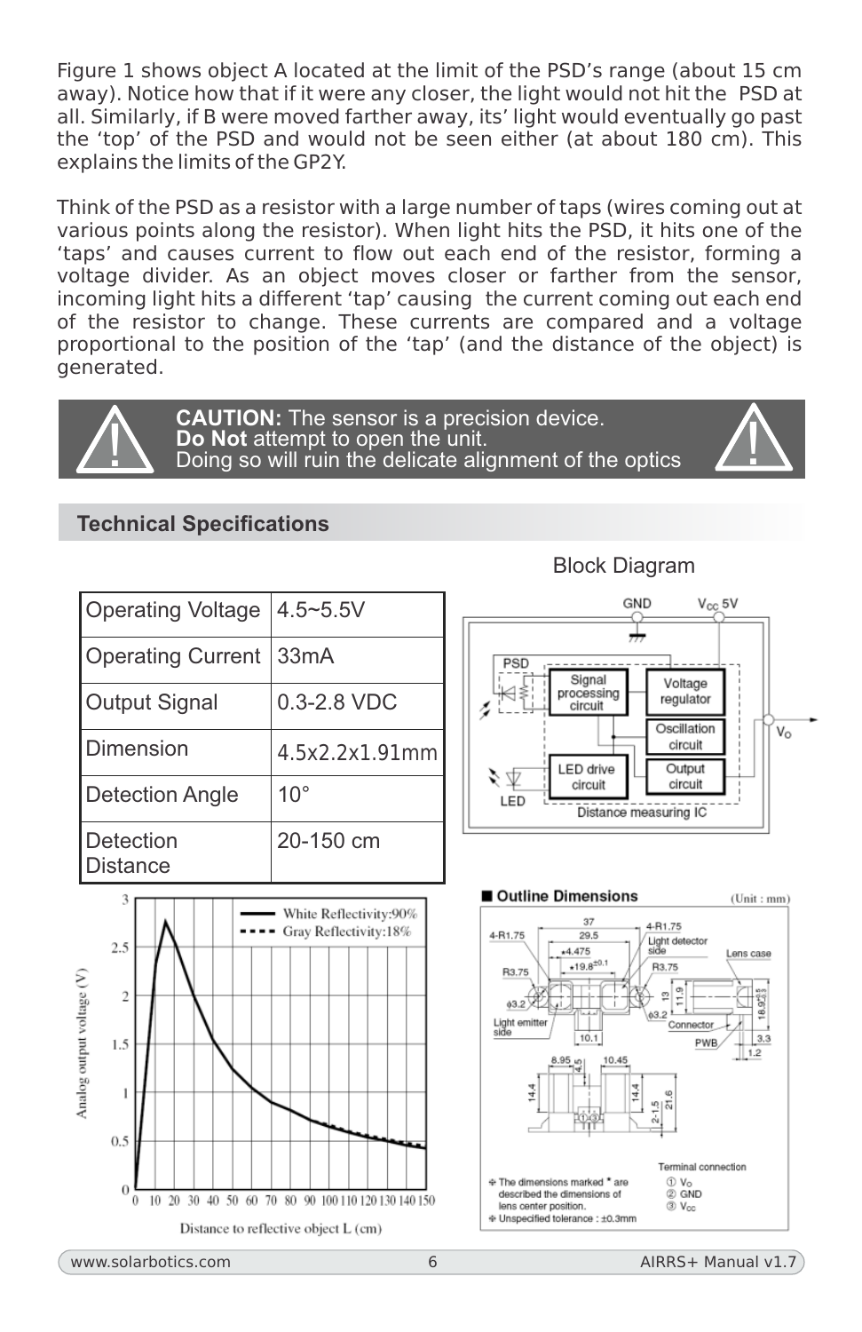Figure 1 shows object A located at the limit of the PSD's range (about 15 cm away). Notice how that if it were any closer, the light would not hit the PSD at all. Similarly, if B were moved farther away, its' light would eventually go past the 'top' of the PSD and would not be seen either (at about 180 cm). This explains the limits of the GP2Y.

Think of the PSD as a resistor with a large number of taps (wires coming out at various points along the resistor). When light hits the PSD, it hits one of the 'taps' and causes current to flow out each end of the resistor, forming a voltage divider. As an object moves closer or farther from the sensor, incoming light hits a different 'tap' causing the current coming out each end of the resistor to change. These currents are compared and a voltage proportional to the position of the 'tap' (and the distance of the object) is generated.

> **CAUTION:** The sensor is a precision device.
> **Do Not** attempt to open the unit.
> Doing so will ruin the delicate alignment of the optics

## Technical Specifications

| Operating Voltage | 4.5~5.5V |
|---|---|
| Operating Current | 33mA |
| Output Signal | 0.3-2.8 VDC |
| Dimension | 4.5x2.2x1.91mm |
| Detection Angle | 10° |
| Detection Distance | 20-150 cm |

Block Diagram

GND, $V_{CC}$ 5V, PSD, Signal processing circuit, Voltage regulator, Oscillation circuit, $V_O$, LED drive circuit, Output circuit, LED, Distance measuring IC

Analog output voltage (V) vs. Distance to reflective object L (cm) — White Reflectivity:90%, Gray Reflectivity:18%

■ Outline Dimensions (Unit : mm)

Terminal connection: ① $V_O$ ② GND ③ $V_{CC}$

* The dimensions marked * are described the dimensions of lens center position.
* Unspecified tolerance : ±0.3mm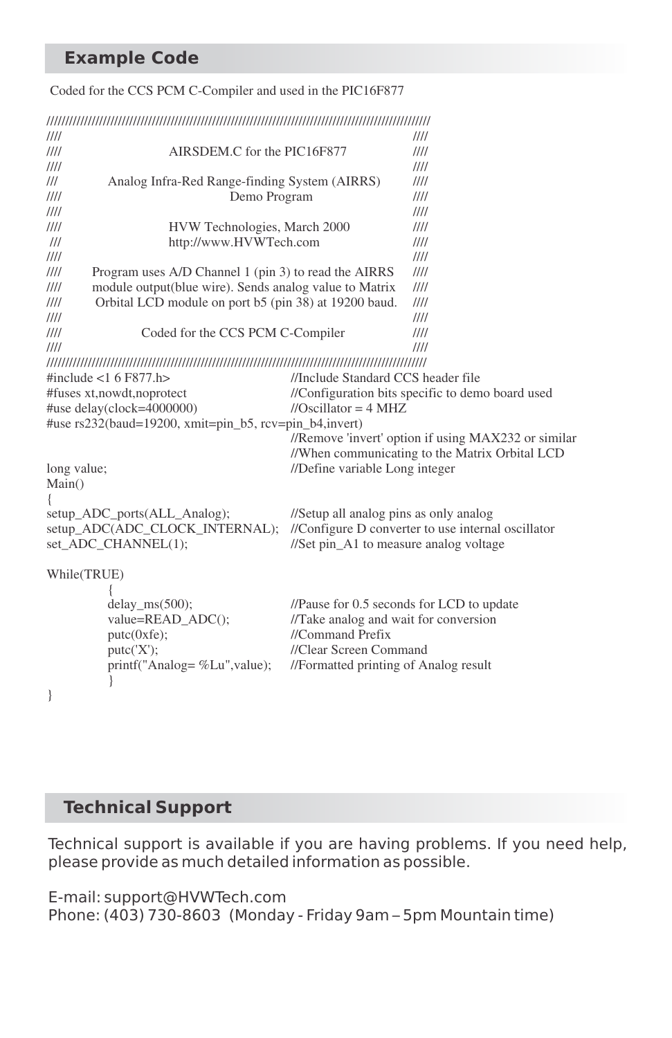## Example Code

Coded for the CCS PCM C-Compiler and used in the PIC16F877

```
//////////////////////////////////////////////////////////////////////////////////////////////
////                                                                                      ////
////                         AIRSDEM.C for the PIC16F877                                  ////
////                                                                                      ////
///              Analog Infra-Red Range-finding System (AIRRS)                            ////
////                              Demo Program                                            ////
////                                                                                      ////
////                     HVW Technologies, March 2000                                     ////
 ///                       http://www.HVWTech.com                                         ////
////                                                                                      ////
////        Program uses A/D Channel 1 (pin 3) to read the AIRRS                          ////
////        module output(blue wire). Sends analog value to Matrix                        ////
////         Orbital LCD module on port b5 (pin 38) at 19200 baud.                        ////
////                                                                                      ////
////                   Coded for the CCS PCM C-Compiler                                   ////
////                                                                                      ////
//////////////////////////////////////////////////////////////////////////////////////////////
#include <1 6 F877.h>                     //Include Standard CCS header file
#fuses xt,nowdt,noprotect                 //Configuration bits specific to demo board used
#use delay(clock=4000000)                 //Oscillator = 4 MHZ
#use rs232(baud=19200, xmit=pin_b5, rcv=pin_b4,invert)
                                          //Remove 'invert' option if using MAX232 or similar
                                          //When communicating to the Matrix Orbital LCD
long value;                               //Define variable Long integer
Main()
{
setup_ADC_ports(ALL_Analog);              //Setup all analog pins as only analog
setup_ADC(ADC_CLOCK_INTERNAL);            //Configure D converter to use internal oscillator
set_ADC_CHANNEL(1);                       //Set pin_A1 to measure analog voltage

While(TRUE)
        {
        delay_ms(500);                    //Pause for 0.5 seconds for LCD to update
        value=READ_ADC();                 //Take analog and wait for conversion
        putc(0xfe);                       //Command Prefix
        putc('X');                        //Clear Screen Command
        printf("Analog= %Lu",value);      //Formatted printing of Analog result
        }
}
```

## Technical Support

Technical support is available if you are having problems. If you need help, please provide as much detailed information as possible.

E-mail: support@HVWTech.com
Phone: (403) 730-8603 (Monday - Friday 9am – 5pm Mountain time)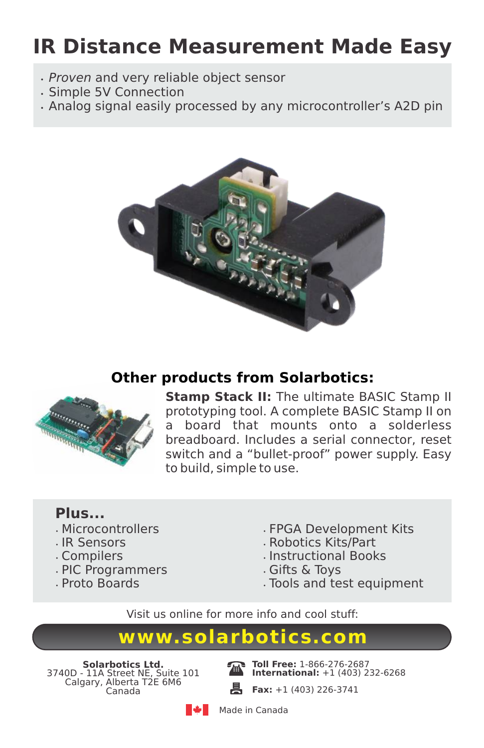# IR Distance Measurement Made Easy

- *Proven* and very reliable object sensor
- Simple 5V Connection
- Analog signal easily processed by any microcontroller's A2D pin

## Other products from Solarbotics:

**Stamp Stack II:** The ultimate BASIC Stamp II prototyping tool. A complete BASIC Stamp II on a board that mounts onto a solderless breadboard. Includes a serial connector, reset switch and a "bullet-proof" power supply. Easy to build, simple to use.

### Plus...

- Microcontrollers
- IR Sensors
- Compilers
- PIC Programmers
- Proto Boards
- FPGA Development Kits
- Robotics Kits/Part
- Instructional Books
- Gifts & Toys
- Tools and test equipment

Visit us online for more info and cool stuff:

**www.solarbotics.com**

**Solarbotics Ltd.**
3740D - 11A Street NE, Suite 101
Calgary, Alberta T2E 6M6
Canada

**Toll Free:** 1-866-276-2687
**International:** +1 (403) 232-6268

**Fax:** +1 (403) 226-3741

Made in Canada